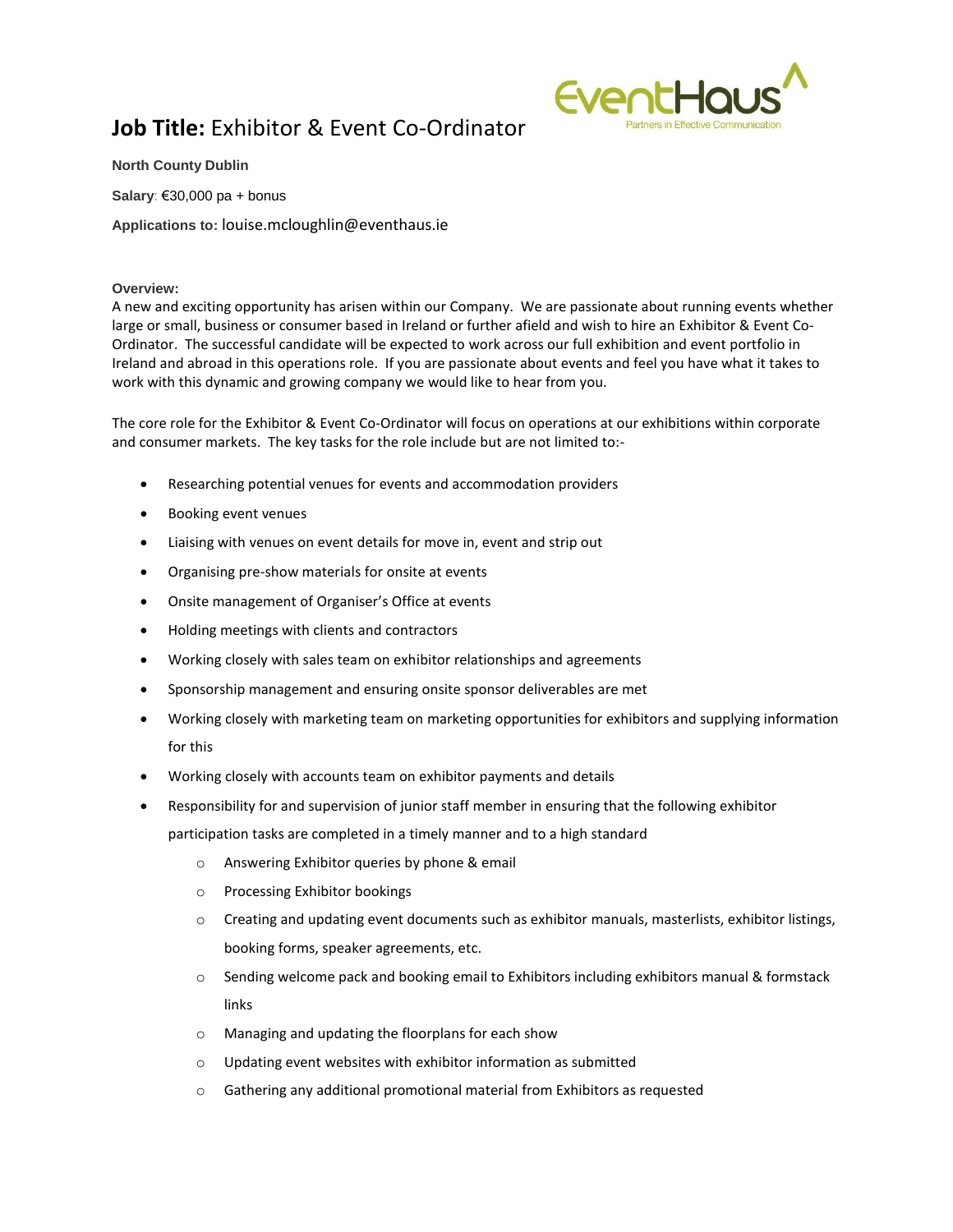# **Job Title:** Exhibitor & Event Co-Ordinator

**North County Dublin**

**Salary**: €30,000 pa + bonus

**Applications to:** louise.mcloughlin@eventhaus.ie

**Overview:**

A new and exciting opportunity has arisen within our Company. We are passionate about running events whether large or small, business or consumer based in Ireland or further afield and wish to hire an Exhibitor & Event Co-Ordinator. The successful candidate will be expected to work across our full exhibition and event portfolio in Ireland and abroad in this operations role. If you are passionate about events and feel you have what it takes to work with this dynamic and growing company we would like to hear from you.

The core role for the Exhibitor & Event Co-Ordinator will focus on operations at our exhibitions within corporate and consumer markets. The key tasks for the role include but are not limited to:-

- Researching potential venues for events and accommodation providers
- Booking event venues
- Liaising with venues on event details for move in, event and strip out
- Organising pre-show materials for onsite at events
- Onsite management of Organiser's Office at events
- Holding meetings with clients and contractors
- Working closely with sales team on exhibitor relationships and agreements
- Sponsorship management and ensuring onsite sponsor deliverables are met
- Working closely with marketing team on marketing opportunities for exhibitors and supplying information for this
- Working closely with accounts team on exhibitor payments and details
- Responsibility for and supervision of junior staff member in ensuring that the following exhibitor participation tasks are completed in a timely manner and to a high standard
  - Answering Exhibitor queries by phone & email
  - Processing Exhibitor bookings
  - Creating and updating event documents such as exhibitor manuals, masterlists, exhibitor listings, booking forms, speaker agreements, etc.
  - Sending welcome pack and booking email to Exhibitors including exhibitors manual & formstack links
  - Managing and updating the floorplans for each show
  - Updating event websites with exhibitor information as submitted
  - Gathering any additional promotional material from Exhibitors as requested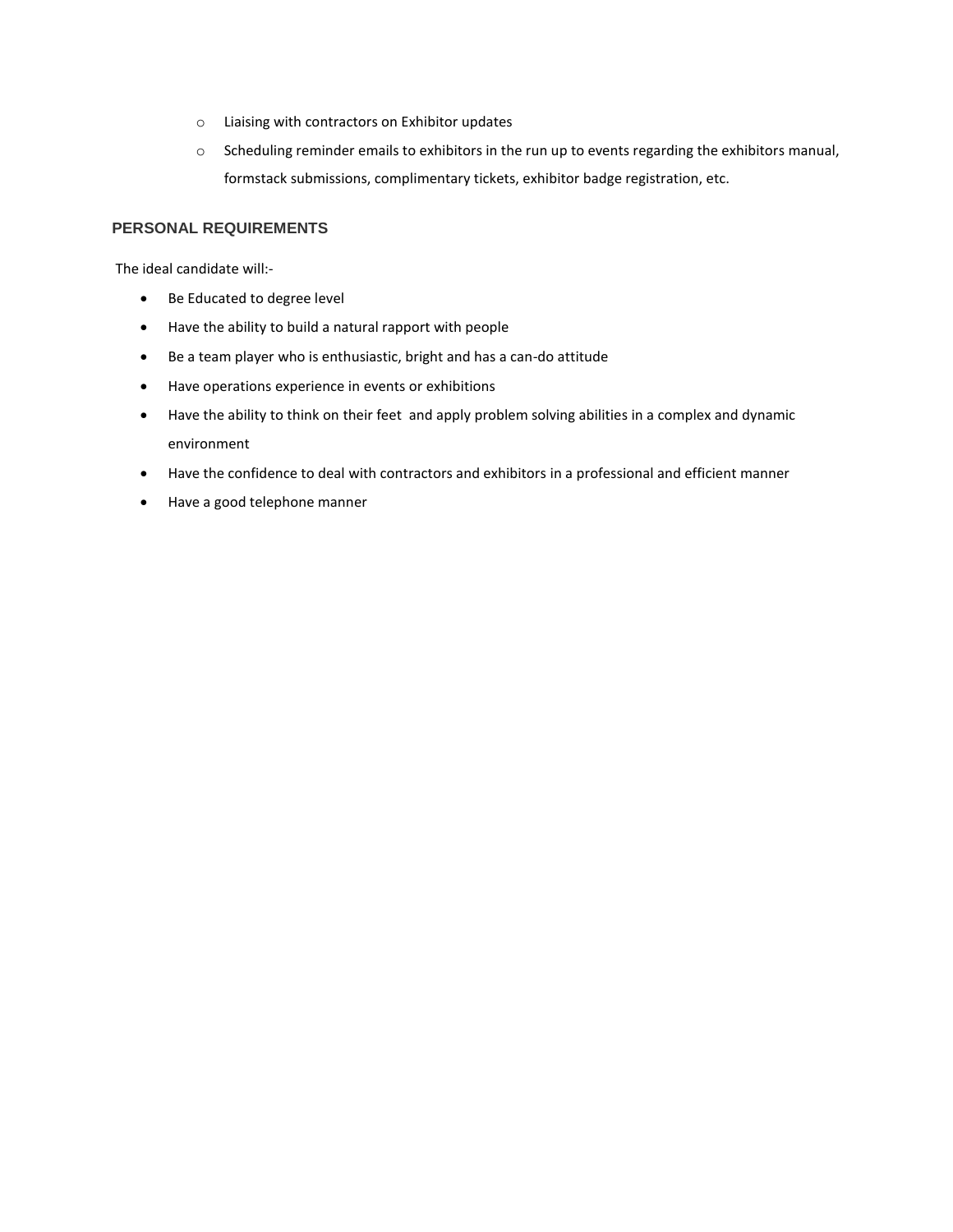- Liaising with contractors on Exhibitor updates
  - Scheduling reminder emails to exhibitors in the run up to events regarding the exhibitors manual, formstack submissions, complimentary tickets, exhibitor badge registration, etc.

## PERSONAL REQUIREMENTS

The ideal candidate will:-

- Be Educated to degree level
- Have the ability to build a natural rapport with people
- Be a team player who is enthusiastic, bright and has a can-do attitude
- Have operations experience in events or exhibitions
- Have the ability to think on their feet and apply problem solving abilities in a complex and dynamic environment
- Have the confidence to deal with contractors and exhibitors in a professional and efficient manner
- Have a good telephone manner